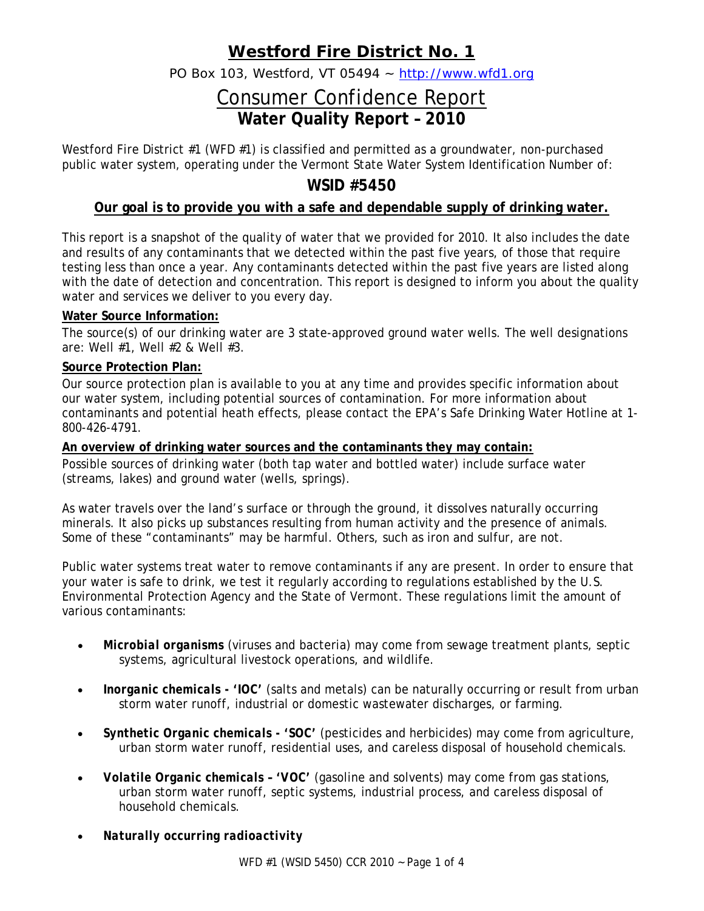# Westford Fire District No. 1

PO Box 103, Westford, VT 05494 ~ http://www.wfd1.org

## Consumer Confidence Report

## Water Quality Report – 2010

Westford Fire District #1 (WFD #1) is classified and permitted as a groundwater, non-purchased public water system, operating under the Vermont State Water System Identification Number of:

### WSID #5450

**Our goal is to provide you with a safe and dependable supply of drinking water.**

This report is a snapshot of the quality of water that we provided for 2010. It also includes the date and results of any contaminants that we detected within the past five years, of those that require testing less than once a year. Any contaminants detected within the past five years are listed along with the date of detection and concentration. This report is designed to inform you about the quality water and services we deliver to you every day.

**Water Source Information:**

The source(s) of our drinking water are 3 state-approved ground water wells. The well designations are: Well #1, Well #2 & Well #3.

**Source Protection Plan:**

Our source protection plan is available to you at any time and provides specific information about our water system, including potential sources of contamination. For more information about contaminants and potential heath effects, please contact the EPA's Safe Drinking Water Hotline at 1-800-426-4791.

**An overview of drinking water sources and the contaminants they may contain:**

Possible sources of drinking water (both tap water and bottled water) include surface water (streams, lakes) and ground water (wells, springs).

As water travels over the land's surface or through the ground, it dissolves naturally occurring minerals. It also picks up substances resulting from human activity and the presence of animals. Some of these "contaminants" may be harmful. Others, such as iron and sulfur, are not.

Public water systems treat water to remove contaminants if any are present. In order to ensure that your water is safe to drink, we test it regularly according to regulations established by the U.S. Environmental Protection Agency and the State of Vermont. These regulations limit the amount of various contaminants:

- ***Microbial organisms*** (viruses and bacteria) may come from sewage treatment plants, septic systems, agricultural livestock operations, and wildlife.
- ***Inorganic chemicals - 'IOC'*** (salts and metals) can be naturally occurring or result from urban storm water runoff, industrial or domestic wastewater discharges, or farming.
- ***Synthetic Organic chemicals - 'SOC'*** (pesticides and herbicides) may come from agriculture, urban storm water runoff, residential uses, and careless disposal of household chemicals.
- ***Volatile Organic chemicals – 'VOC'*** (gasoline and solvents) may come from gas stations, urban storm water runoff, septic systems, industrial process, and careless disposal of household chemicals.
- ***Naturally occurring radioactivity***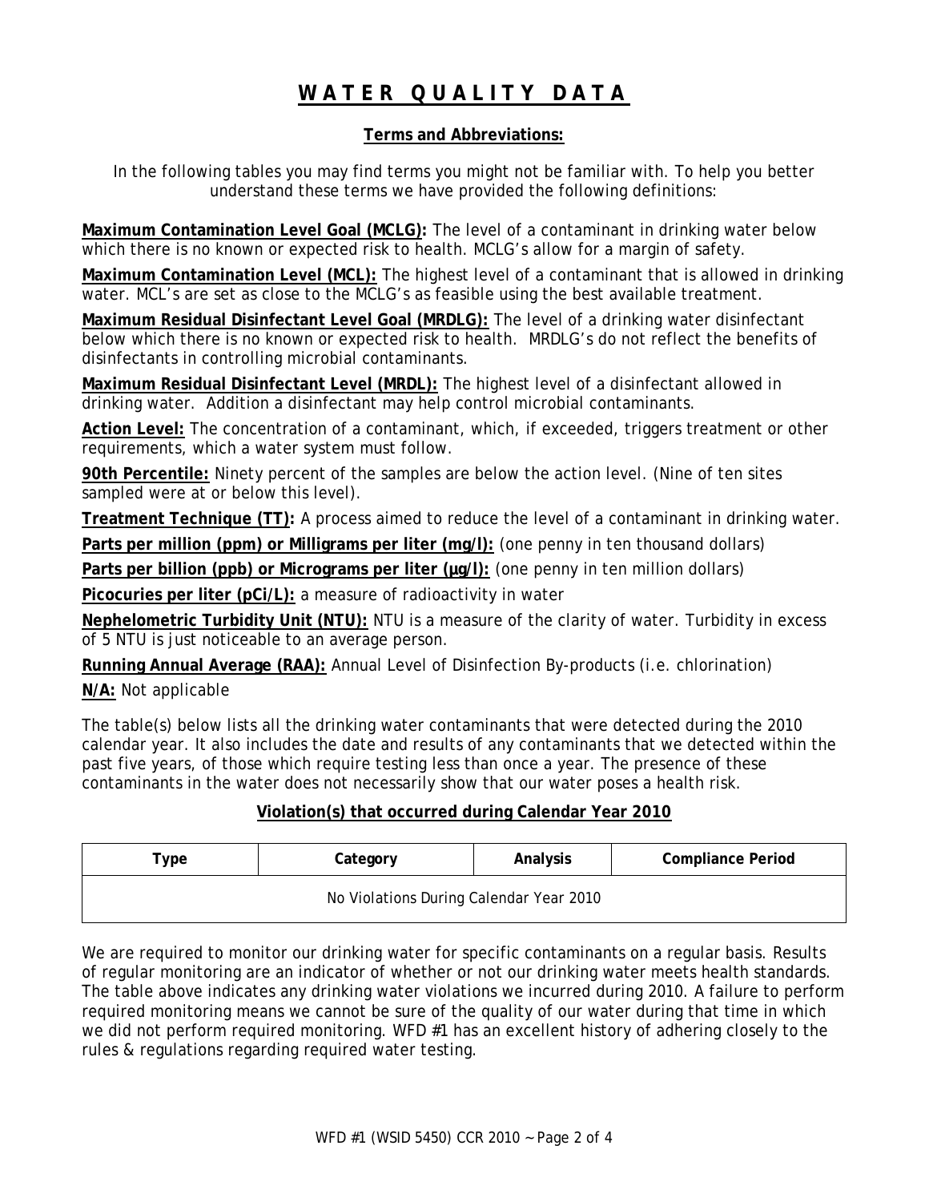# WATER QUALITY DATA

## Terms and Abbreviations:

In the following tables you may find terms you might not be familiar with. To help you better understand these terms we have provided the following definitions:

**Maximum Contamination Level Goal (MCLG):** The level of a contaminant in drinking water below which there is no known or expected risk to health. MCLG's allow for a margin of safety.

**Maximum Contamination Level (MCL):** The highest level of a contaminant that is allowed in drinking water. MCL's are set as close to the MCLG's as feasible using the best available treatment.

**Maximum Residual Disinfectant Level Goal (MRDLG):** The level of a drinking water disinfectant below which there is no known or expected risk to health. MRDLG's do not reflect the benefits of disinfectants in controlling microbial contaminants.

**Maximum Residual Disinfectant Level (MRDL):** The highest level of a disinfectant allowed in drinking water. Addition a disinfectant may help control microbial contaminants.

**Action Level:** The concentration of a contaminant, which, if exceeded, triggers treatment or other requirements, which a water system must follow.

**90th Percentile:** Ninety percent of the samples are below the action level. (Nine of ten sites sampled were at or below this level).

**Treatment Technique (TT):** A process aimed to reduce the level of a contaminant in drinking water.

**Parts per million (ppm) or Milligrams per liter (mg/l):** (one penny in ten thousand dollars)

**Parts per billion (ppb) or Micrograms per liter (µg/l):** (one penny in ten million dollars)

**Picocuries per liter (pCi/L):** a measure of radioactivity in water

**Nephelometric Turbidity Unit (NTU):** NTU is a measure of the clarity of water. Turbidity in excess of 5 NTU is just noticeable to an average person.

**Running Annual Average (RAA):** Annual Level of Disinfection By-products (i.e. chlorination)

**N/A:** Not applicable

The table(s) below lists all the drinking water contaminants that were detected during the 2010 calendar year. It also includes the date and results of any contaminants that we detected within the past five years, of those which require testing less than once a year. The presence of these contaminants in the water does not necessarily show that our water poses a health risk.

## Violation(s) that occurred during Calendar Year 2010

| Type | Category | Analysis | Compliance Period |
|---|---|---|---|
| No Violations During Calendar Year 2010 | | | |

We are required to monitor our drinking water for specific contaminants on a regular basis. Results of regular monitoring are an indicator of whether or not our drinking water meets health standards. The table above indicates any drinking water violations we incurred during 2010. A failure to perform required monitoring means we cannot be sure of the quality of our water during that time in which we did not perform required monitoring. WFD #1 has an excellent history of adhering closely to the rules & regulations regarding required water testing.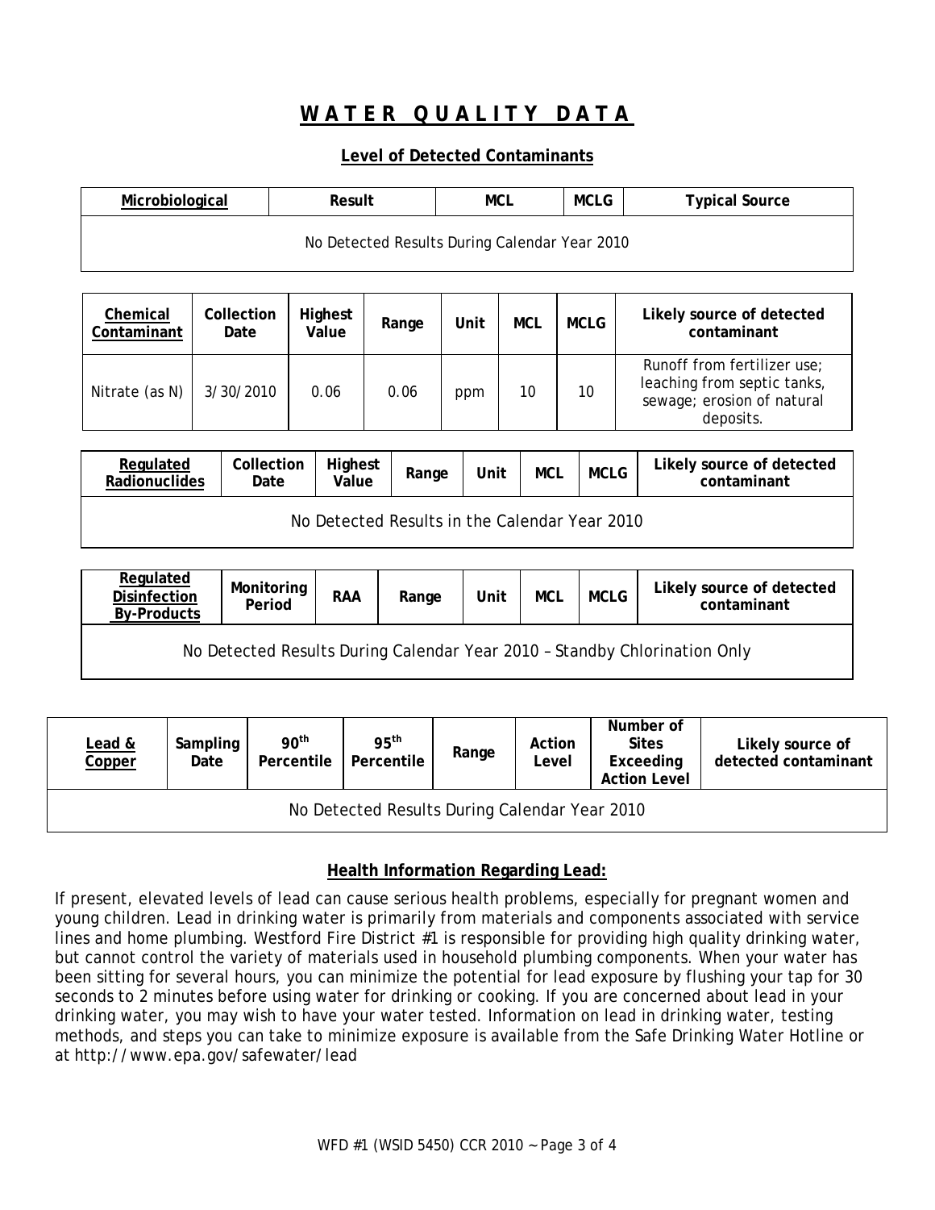# W A T E R   Q U A L I T Y   D A T A

## Level of Detected Contaminants

| Microbiological | Result | MCL | MCLG | Typical Source |
|---|---|---|---|---|
| No Detected Results During Calendar Year 2010 | | | | |

| Chemical Contaminant | Collection Date | Highest Value | Range | Unit | MCL | MCLG | Likely source of detected contaminant |
|---|---|---|---|---|---|---|---|
| Nitrate (as N) | 3/30/2010 | 0.06 | 0.06 | ppm | 10 | 10 | Runoff from fertilizer use; leaching from septic tanks, sewage; erosion of natural deposits. |

| Regulated Radionuclides | Collection Date | Highest Value | Range | Unit | MCL | MCLG | Likely source of detected contaminant |
|---|---|---|---|---|---|---|---|
| No Detected Results in the Calendar Year 2010 | | | | | | | |

| Regulated Disinfection By-Products | Monitoring Period | RAA | Range | Unit | MCL | MCLG | Likely source of detected contaminant |
|---|---|---|---|---|---|---|---|
| No Detected Results During Calendar Year 2010 – Standby Chlorination Only | | | | | | | |

| Lead & Copper | Sampling Date | 90th Percentile | 95th Percentile | Range | Action Level | Number of Sites Exceeding Action Level | Likely source of detected contaminant |
|---|---|---|---|---|---|---|---|
| No Detected Results During Calendar Year 2010 | | | | | | | |

### Health Information Regarding Lead:

If present, elevated levels of lead can cause serious health problems, especially for pregnant women and young children. Lead in drinking water is primarily from materials and components associated with service lines and home plumbing. Westford Fire District #1 is responsible for providing high quality drinking water, but cannot control the variety of materials used in household plumbing components. When your water has been sitting for several hours, you can minimize the potential for lead exposure by flushing your tap for 30 seconds to 2 minutes before using water for drinking or cooking. If you are concerned about lead in your drinking water, you may wish to have your water tested. Information on lead in drinking water, testing methods, and steps you can take to minimize exposure is available from the Safe Drinking Water Hotline or at http://www.epa.gov/safewater/lead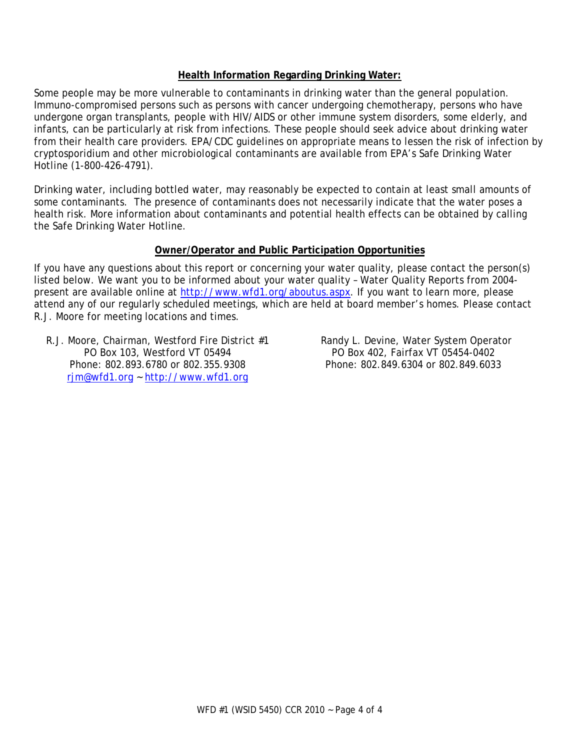**Health Information Regarding Drinking Water:**

Some people may be more vulnerable to contaminants in drinking water than the general population. Immuno-compromised persons such as persons with cancer undergoing chemotherapy, persons who have undergone organ transplants, people with HIV/AIDS or other immune system disorders, some elderly, and infants, can be particularly at risk from infections. These people should seek advice about drinking water from their health care providers. EPA/CDC guidelines on appropriate means to lessen the risk of infection by cryptosporidium and other microbiological contaminants are available from EPA's Safe Drinking Water Hotline (1-800-426-4791).

Drinking water, including bottled water, may reasonably be expected to contain at least small amounts of some contaminants. The presence of contaminants does not necessarily indicate that the water poses a health risk. More information about contaminants and potential health effects can be obtained by calling the Safe Drinking Water Hotline.

**Owner/Operator and Public Participation Opportunities**

If you have any questions about this report or concerning your water quality, please contact the person(s) listed below. We want you to be informed about your water quality – Water Quality Reports from 2004-present are available online at http://www.wfd1.org/aboutus.aspx. If you want to learn more, please attend any of our regularly scheduled meetings, which are held at board member's homes. Please contact R.J. Moore for meeting locations and times.

R.J. Moore, Chairman, Westford Fire District #1
PO Box 103, Westford VT 05494
Phone: 802.893.6780 or 802.355.9308
rjm@wfd1.org ~ http://www.wfd1.org

Randy L. Devine, Water System Operator
PO Box 402, Fairfax VT 05454-0402
Phone: 802.849.6304 or 802.849.6033